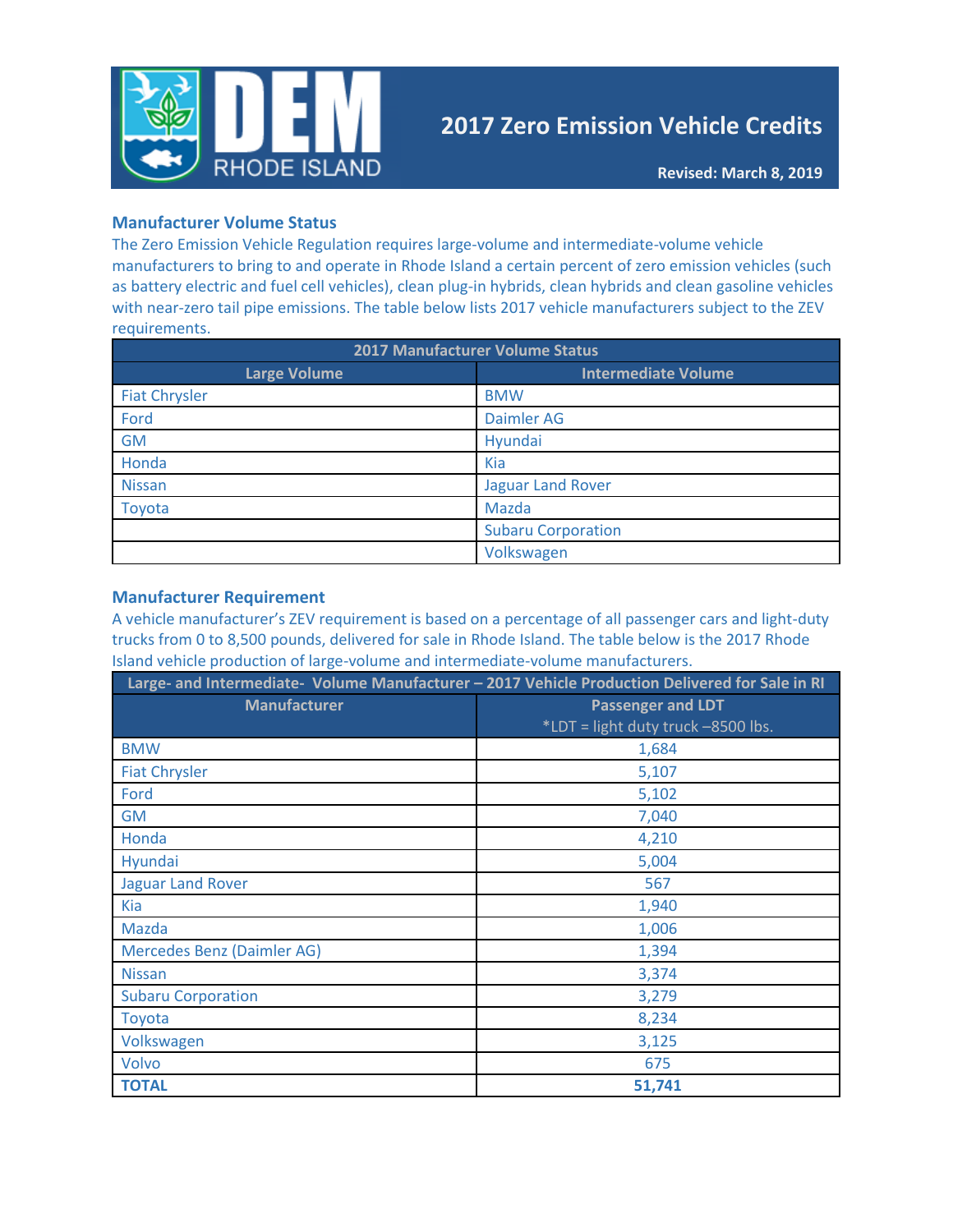# 2017 Zero Emission Vehicle Credits

**Revised: March 8, 2019**

## Manufacturer Volume Status

The Zero Emission Vehicle Regulation requires large-volume and intermediate-volume vehicle manufacturers to bring to and operate in Rhode Island a certain percent of zero emission vehicles (such as battery electric and fuel cell vehicles), clean plug-in hybrids, clean hybrids and clean gasoline vehicles with near-zero tail pipe emissions. The table below lists 2017 vehicle manufacturers subject to the ZEV requirements.

| 2017 Manufacturer Volume Status | |
|---|---|
| **Large Volume** | **Intermediate Volume** |
| Fiat Chrysler | BMW |
| Ford | Daimler AG |
| GM | Hyundai |
| Honda | Kia |
| Nissan | Jaguar Land Rover |
| Toyota | Mazda |
| | Subaru Corporation |
| | Volkswagen |

## Manufacturer Requirement

A vehicle manufacturer's ZEV requirement is based on a percentage of all passenger cars and light-duty trucks from 0 to 8,500 pounds, delivered for sale in Rhode Island. The table below is the 2017 Rhode Island vehicle production of large-volume and intermediate-volume manufacturers.

| Large- and Intermediate- Volume Manufacturer – 2017 Vehicle Production Delivered for Sale in RI | |
|---|---|
| **Manufacturer** | **Passenger and LDT**<br>*LDT = light duty truck –8500 lbs. |
| BMW | 1,684 |
| Fiat Chrysler | 5,107 |
| Ford | 5,102 |
| GM | 7,040 |
| Honda | 4,210 |
| Hyundai | 5,004 |
| Jaguar Land Rover | 567 |
| Kia | 1,940 |
| Mazda | 1,006 |
| Mercedes Benz (Daimler AG) | 1,394 |
| Nissan | 3,374 |
| Subaru Corporation | 3,279 |
| Toyota | 8,234 |
| Volkswagen | 3,125 |
| Volvo | 675 |
| **TOTAL** | **51,741** |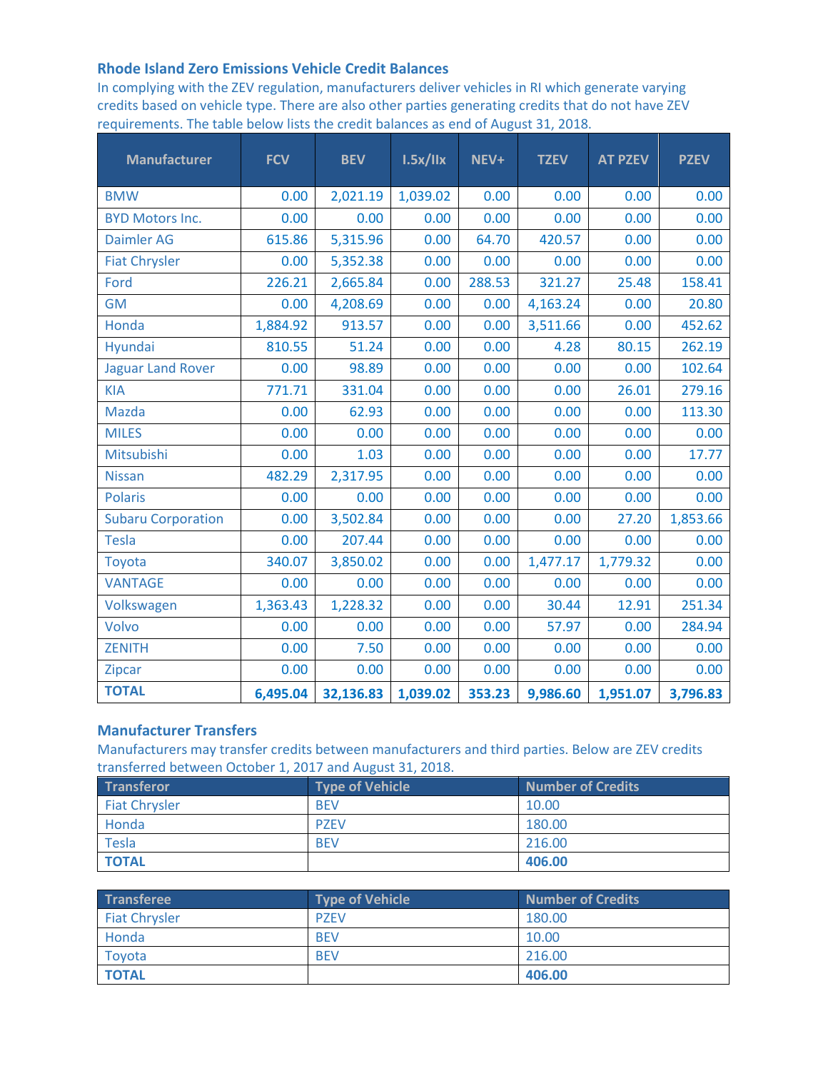## Rhode Island Zero Emissions Vehicle Credit Balances

In complying with the ZEV regulation, manufacturers deliver vehicles in RI which generate varying credits based on vehicle type. There are also other parties generating credits that do not have ZEV requirements. The table below lists the credit balances as end of August 31, 2018.

| Manufacturer | FCV | BEV | I.5x/IIx | NEV+ | TZEV | AT PZEV | PZEV |
|---|---|---|---|---|---|---|---|
| BMW | 0.00 | 2,021.19 | 1,039.02 | 0.00 | 0.00 | 0.00 | 0.00 |
| BYD Motors Inc. | 0.00 | 0.00 | 0.00 | 0.00 | 0.00 | 0.00 | 0.00 |
| Daimler AG | 615.86 | 5,315.96 | 0.00 | 64.70 | 420.57 | 0.00 | 0.00 |
| Fiat Chrysler | 0.00 | 5,352.38 | 0.00 | 0.00 | 0.00 | 0.00 | 0.00 |
| Ford | 226.21 | 2,665.84 | 0.00 | 288.53 | 321.27 | 25.48 | 158.41 |
| GM | 0.00 | 4,208.69 | 0.00 | 0.00 | 4,163.24 | 0.00 | 20.80 |
| Honda | 1,884.92 | 913.57 | 0.00 | 0.00 | 3,511.66 | 0.00 | 452.62 |
| Hyundai | 810.55 | 51.24 | 0.00 | 0.00 | 4.28 | 80.15 | 262.19 |
| Jaguar Land Rover | 0.00 | 98.89 | 0.00 | 0.00 | 0.00 | 0.00 | 102.64 |
| KIA | 771.71 | 331.04 | 0.00 | 0.00 | 0.00 | 26.01 | 279.16 |
| Mazda | 0.00 | 62.93 | 0.00 | 0.00 | 0.00 | 0.00 | 113.30 |
| MILES | 0.00 | 0.00 | 0.00 | 0.00 | 0.00 | 0.00 | 0.00 |
| Mitsubishi | 0.00 | 1.03 | 0.00 | 0.00 | 0.00 | 0.00 | 17.77 |
| Nissan | 482.29 | 2,317.95 | 0.00 | 0.00 | 0.00 | 0.00 | 0.00 |
| Polaris | 0.00 | 0.00 | 0.00 | 0.00 | 0.00 | 0.00 | 0.00 |
| Subaru Corporation | 0.00 | 3,502.84 | 0.00 | 0.00 | 0.00 | 27.20 | 1,853.66 |
| Tesla | 0.00 | 207.44 | 0.00 | 0.00 | 0.00 | 0.00 | 0.00 |
| Toyota | 340.07 | 3,850.02 | 0.00 | 0.00 | 1,477.17 | 1,779.32 | 0.00 |
| VANTAGE | 0.00 | 0.00 | 0.00 | 0.00 | 0.00 | 0.00 | 0.00 |
| Volkswagen | 1,363.43 | 1,228.32 | 0.00 | 0.00 | 30.44 | 12.91 | 251.34 |
| Volvo | 0.00 | 0.00 | 0.00 | 0.00 | 57.97 | 0.00 | 284.94 |
| ZENITH | 0.00 | 7.50 | 0.00 | 0.00 | 0.00 | 0.00 | 0.00 |
| Zipcar | 0.00 | 0.00 | 0.00 | 0.00 | 0.00 | 0.00 | 0.00 |
| **TOTAL** | **6,495.04** | **32,136.83** | **1,039.02** | **353.23** | **9,986.60** | **1,951.07** | **3,796.83** |

## Manufacturer Transfers

Manufacturers may transfer credits between manufacturers and third parties. Below are ZEV credits transferred between October 1, 2017 and August 31, 2018.

| Transferor | Type of Vehicle | Number of Credits |
|---|---|---|
| Fiat Chrysler | BEV | 10.00 |
| Honda | PZEV | 180.00 |
| Tesla | BEV | 216.00 |
| **TOTAL** | | **406.00** |

| Transferee | Type of Vehicle | Number of Credits |
|---|---|---|
| Fiat Chrysler | PZEV | 180.00 |
| Honda | BEV | 10.00 |
| Toyota | BEV | 216.00 |
| **TOTAL** | | **406.00** |